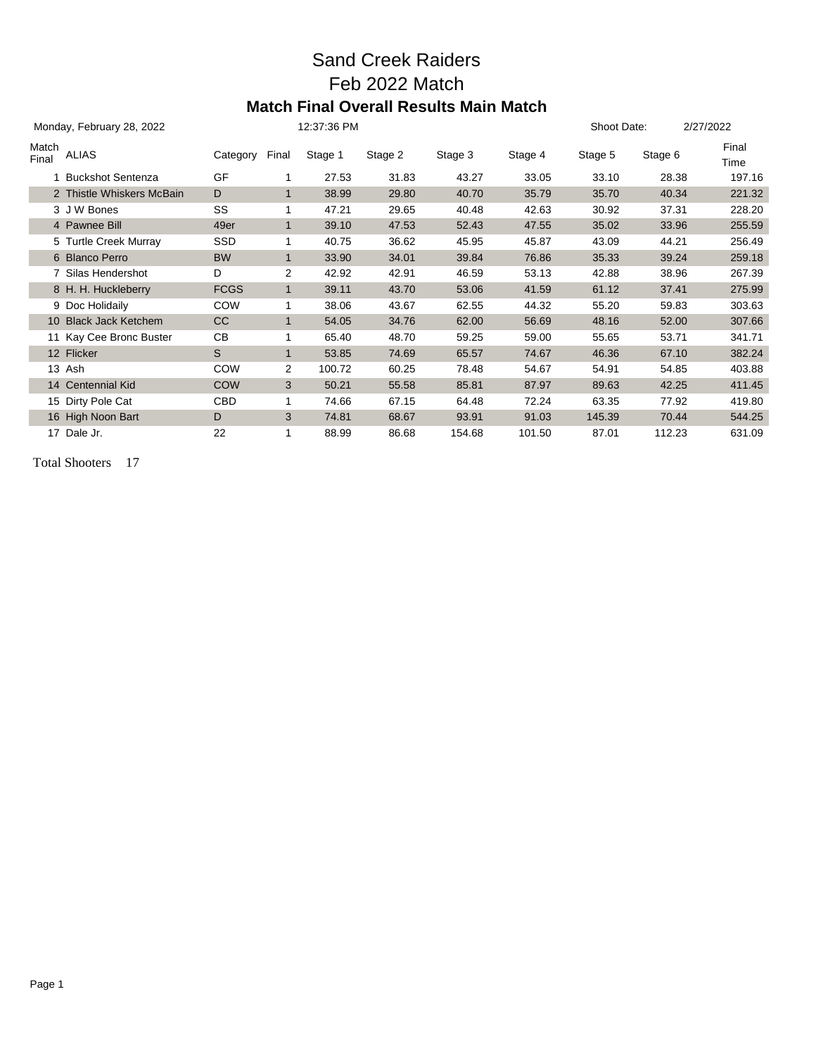# Sand Creek Raiders

## Feb 2022 Match

### Match Final Overall Results Main Match

Monday, February 28, 2022 12:37:36 PM Shoot Date: 2/27/2022

| Match Final | ALIAS | Category | Final | Stage 1 | Stage 2 | Stage 3 | Stage 4 | Stage 5 | Stage 6 | Final Time |
|---|---|---|---|---|---|---|---|---|---|---|
| 1 | Buckshot Sentenza | GF | 1 | 27.53 | 31.83 | 43.27 | 33.05 | 33.10 | 28.38 | 197.16 |
| 2 | Thistle Whiskers McBain | D | 1 | 38.99 | 29.80 | 40.70 | 35.79 | 35.70 | 40.34 | 221.32 |
| 3 | J W Bones | SS | 1 | 47.21 | 29.65 | 40.48 | 42.63 | 30.92 | 37.31 | 228.20 |
| 4 | Pawnee Bill | 49er | 1 | 39.10 | 47.53 | 52.43 | 47.55 | 35.02 | 33.96 | 255.59 |
| 5 | Turtle Creek Murray | SSD | 1 | 40.75 | 36.62 | 45.95 | 45.87 | 43.09 | 44.21 | 256.49 |
| 6 | Blanco Perro | BW | 1 | 33.90 | 34.01 | 39.84 | 76.86 | 35.33 | 39.24 | 259.18 |
| 7 | Silas Hendershot | D | 2 | 42.92 | 42.91 | 46.59 | 53.13 | 42.88 | 38.96 | 267.39 |
| 8 | H. H. Huckleberry | FCGS | 1 | 39.11 | 43.70 | 53.06 | 41.59 | 61.12 | 37.41 | 275.99 |
| 9 | Doc Holidaily | COW | 1 | 38.06 | 43.67 | 62.55 | 44.32 | 55.20 | 59.83 | 303.63 |
| 10 | Black Jack Ketchem | CC | 1 | 54.05 | 34.76 | 62.00 | 56.69 | 48.16 | 52.00 | 307.66 |
| 11 | Kay Cee Bronc Buster | CB | 1 | 65.40 | 48.70 | 59.25 | 59.00 | 55.65 | 53.71 | 341.71 |
| 12 | Flicker | S | 1 | 53.85 | 74.69 | 65.57 | 74.67 | 46.36 | 67.10 | 382.24 |
| 13 | Ash | COW | 2 | 100.72 | 60.25 | 78.48 | 54.67 | 54.91 | 54.85 | 403.88 |
| 14 | Centennial Kid | COW | 3 | 50.21 | 55.58 | 85.81 | 87.97 | 89.63 | 42.25 | 411.45 |
| 15 | Dirty Pole Cat | CBD | 1 | 74.66 | 67.15 | 64.48 | 72.24 | 63.35 | 77.92 | 419.80 |
| 16 | High Noon Bart | D | 3 | 74.81 | 68.67 | 93.91 | 91.03 | 145.39 | 70.44 | 544.25 |
| 17 | Dale Jr. | 22 | 1 | 88.99 | 86.68 | 154.68 | 101.50 | 87.01 | 112.23 | 631.09 |

Total Shooters 17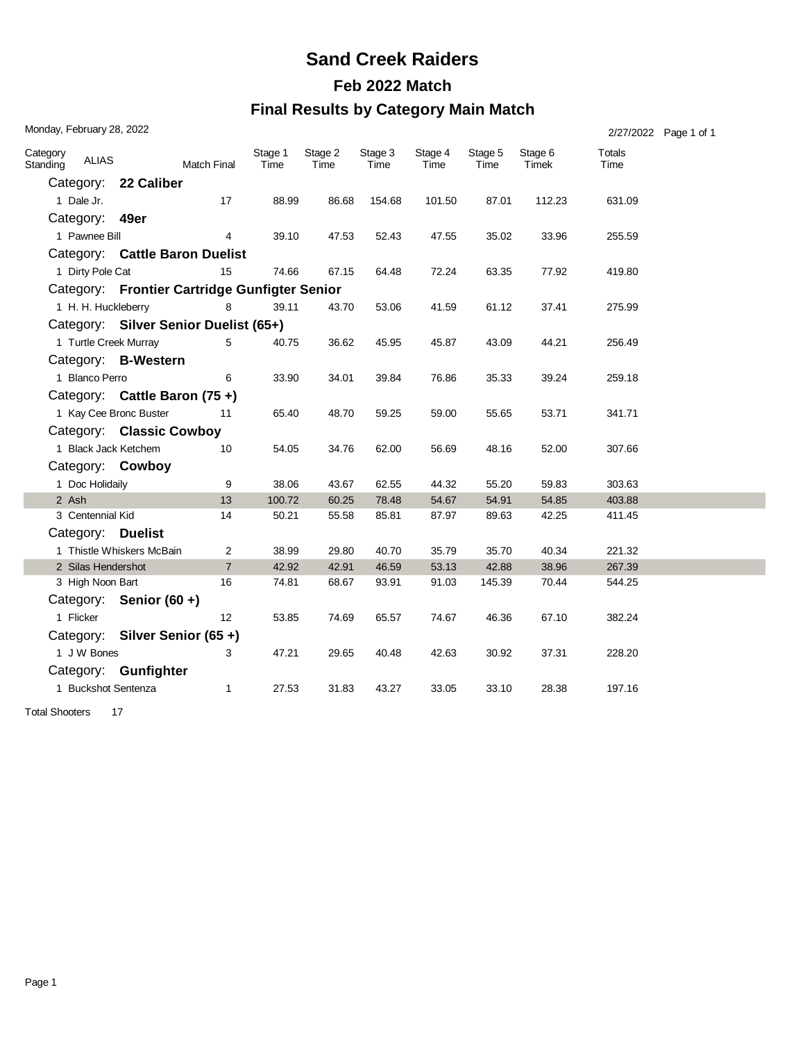# Sand Creek Raiders

## Feb 2022 Match

## Final Results by Category Main Match

Monday, February 28, 2022

| Category Standing | ALIAS | Match Final | Stage 1 Time | Stage 2 Time | Stage 3 Time | Stage 4 Time | Stage 5 Time | Stage 6 Timek | Totals Time |
|---|---|---|---|---|---|---|---|---|---|
| **Category: 22 Caliber** | | | | | | | | | |
| 1 | Dale Jr. | 17 | 88.99 | 86.68 | 154.68 | 101.50 | 87.01 | 112.23 | 631.09 |
| **Category: 49er** | | | | | | | | | |
| 1 | Pawnee Bill | 4 | 39.10 | 47.53 | 52.43 | 47.55 | 35.02 | 33.96 | 255.59 |
| **Category: Cattle Baron Duelist** | | | | | | | | | |
| 1 | Dirty Pole Cat | 15 | 74.66 | 67.15 | 64.48 | 72.24 | 63.35 | 77.92 | 419.80 |
| **Category: Frontier Cartridge Gunfigter Senior** | | | | | | | | | |
| 1 | H. H. Huckleberry | 8 | 39.11 | 43.70 | 53.06 | 41.59 | 61.12 | 37.41 | 275.99 |
| **Category: Silver Senior Duelist (65+)** | | | | | | | | | |
| 1 | Turtle Creek Murray | 5 | 40.75 | 36.62 | 45.95 | 45.87 | 43.09 | 44.21 | 256.49 |
| **Category: B-Western** | | | | | | | | | |
| 1 | Blanco Perro | 6 | 33.90 | 34.01 | 39.84 | 76.86 | 35.33 | 39.24 | 259.18 |
| **Category: Cattle Baron (75 +)** | | | | | | | | | |
| 1 | Kay Cee Bronc Buster | 11 | 65.40 | 48.70 | 59.25 | 59.00 | 55.65 | 53.71 | 341.71 |
| **Category: Classic Cowboy** | | | | | | | | | |
| 1 | Black Jack Ketchem | 10 | 54.05 | 34.76 | 62.00 | 56.69 | 48.16 | 52.00 | 307.66 |
| **Category: Cowboy** | | | | | | | | | |
| 1 | Doc Holidaily | 9 | 38.06 | 43.67 | 62.55 | 44.32 | 55.20 | 59.83 | 303.63 |
| 2 | Ash | 13 | 100.72 | 60.25 | 78.48 | 54.67 | 54.91 | 54.85 | 403.88 |
| 3 | Centennial Kid | 14 | 50.21 | 55.58 | 85.81 | 87.97 | 89.63 | 42.25 | 411.45 |
| **Category: Duelist** | | | | | | | | | |
| 1 | Thistle Whiskers McBain | 2 | 38.99 | 29.80 | 40.70 | 35.79 | 35.70 | 40.34 | 221.32 |
| 2 | Silas Hendershot | 7 | 42.92 | 42.91 | 46.59 | 53.13 | 42.88 | 38.96 | 267.39 |
| 3 | High Noon Bart | 16 | 74.81 | 68.67 | 93.91 | 91.03 | 145.39 | 70.44 | 544.25 |
| **Category: Senior (60 +)** | | | | | | | | | |
| 1 | Flicker | 12 | 53.85 | 74.69 | 65.57 | 74.67 | 46.36 | 67.10 | 382.24 |
| **Category: Silver Senior (65 +)** | | | | | | | | | |
| 1 | J W Bones | 3 | 47.21 | 29.65 | 40.48 | 42.63 | 30.92 | 37.31 | 228.20 |
| **Category: Gunfighter** | | | | | | | | | |
| 1 | Buckshot Sentenza | 1 | 27.53 | 31.83 | 43.27 | 33.05 | 33.10 | 28.38 | 197.16 |

Total Shooters 17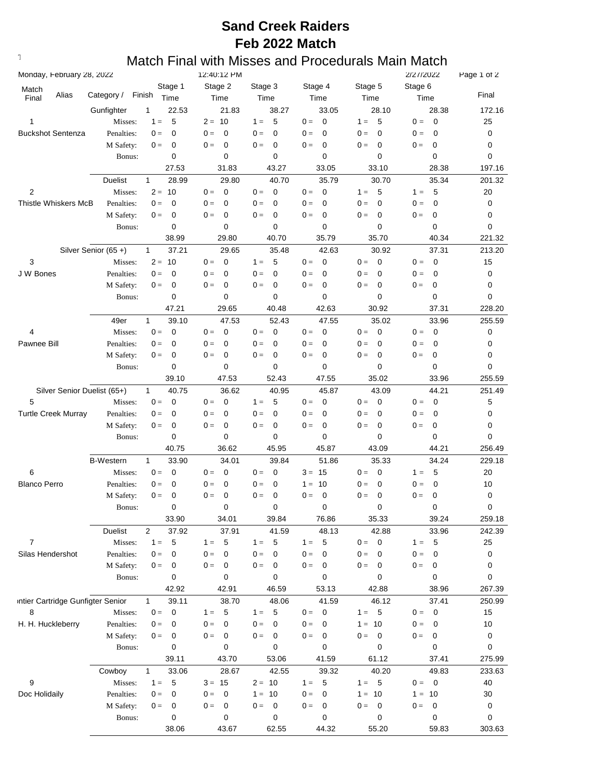# Sand Creek Raiders
# Feb 2022 Match

## Match Final with Misses and Procedurals Main Match

Monday, February 28, 2022 — 12:40:12 PM — 2/27/2022

| Match Final | Alias | Category / | Finish | Stage 1 Time | Stage 2 Time | Stage 3 Time | Stage 4 Time | Stage 5 Time | Stage 6 Time | Final |
|---|---|---|---|---|---|---|---|---|---|---|
| | | Gunfighter | 1 | 22.53 | 21.83 | 38.27 | 33.05 | 28.10 | 28.38 | 172.16 |
| 1 | | Misses: | | 1 = 5 | 2 = 10 | 1 = 5 | 0 = 0 | 1 = 5 | 0 = 0 | 25 |
| Buckshot Sentenza | | Penalties: | | 0 = 0 | 0 = 0 | 0 = 0 | 0 = 0 | 0 = 0 | 0 = 0 | 0 |
| | | M Safety: | | 0 = 0 | 0 = 0 | 0 = 0 | 0 = 0 | 0 = 0 | 0 = 0 | 0 |
| | | Bonus: | | 0 | 0 | 0 | 0 | 0 | 0 | 0 |
| | | | | 27.53 | 31.83 | 43.27 | 33.05 | 33.10 | 28.38 | 197.16 |
| | | Duelist | 1 | 28.99 | 29.80 | 40.70 | 35.79 | 30.70 | 35.34 | 201.32 |
| 2 | | Misses: | | 2 = 10 | 0 = 0 | 0 = 0 | 0 = 0 | 1 = 5 | 1 = 5 | 20 |
| Thistle Whiskers McB | | Penalties: | | 0 = 0 | 0 = 0 | 0 = 0 | 0 = 0 | 0 = 0 | 0 = 0 | 0 |
| | | M Safety: | | 0 = 0 | 0 = 0 | 0 = 0 | 0 = 0 | 0 = 0 | 0 = 0 | 0 |
| | | Bonus: | | 0 | 0 | 0 | 0 | 0 | 0 | 0 |
| | | | | 38.99 | 29.80 | 40.70 | 35.79 | 35.70 | 40.34 | 221.32 |
| | | Silver Senior (65 +) | 1 | 37.21 | 29.65 | 35.48 | 42.63 | 30.92 | 37.31 | 213.20 |
| 3 | | Misses: | | 2 = 10 | 0 = 0 | 1 = 5 | 0 = 0 | 0 = 0 | 0 = 0 | 15 |
| J W Bones | | Penalties: | | 0 = 0 | 0 = 0 | 0 = 0 | 0 = 0 | 0 = 0 | 0 = 0 | 0 |
| | | M Safety: | | 0 = 0 | 0 = 0 | 0 = 0 | 0 = 0 | 0 = 0 | 0 = 0 | 0 |
| | | Bonus: | | 0 | 0 | 0 | 0 | 0 | 0 | 0 |
| | | | | 47.21 | 29.65 | 40.48 | 42.63 | 30.92 | 37.31 | 228.20 |
| | | 49er | 1 | 39.10 | 47.53 | 52.43 | 47.55 | 35.02 | 33.96 | 255.59 |
| 4 | | Misses: | | 0 = 0 | 0 = 0 | 0 = 0 | 0 = 0 | 0 = 0 | 0 = 0 | 0 |
| Pawnee Bill | | Penalties: | | 0 = 0 | 0 = 0 | 0 = 0 | 0 = 0 | 0 = 0 | 0 = 0 | 0 |
| | | M Safety: | | 0 = 0 | 0 = 0 | 0 = 0 | 0 = 0 | 0 = 0 | 0 = 0 | 0 |
| | | Bonus: | | 0 | 0 | 0 | 0 | 0 | 0 | 0 |
| | | | | 39.10 | 47.53 | 52.43 | 47.55 | 35.02 | 33.96 | 255.59 |
| | | Silver Senior Duelist (65+) | 1 | 40.75 | 36.62 | 40.95 | 45.87 | 43.09 | 44.21 | 251.49 |
| 5 | | Misses: | | 0 = 0 | 0 = 0 | 1 = 5 | 0 = 0 | 0 = 0 | 0 = 0 | 5 |
| Turtle Creek Murray | | Penalties: | | 0 = 0 | 0 = 0 | 0 = 0 | 0 = 0 | 0 = 0 | 0 = 0 | 0 |
| | | M Safety: | | 0 = 0 | 0 = 0 | 0 = 0 | 0 = 0 | 0 = 0 | 0 = 0 | 0 |
| | | Bonus: | | 0 | 0 | 0 | 0 | 0 | 0 | 0 |
| | | | | 40.75 | 36.62 | 45.95 | 45.87 | 43.09 | 44.21 | 256.49 |
| | | B-Western | 1 | 33.90 | 34.01 | 39.84 | 51.86 | 35.33 | 34.24 | 229.18 |
| 6 | | Misses: | | 0 = 0 | 0 = 0 | 0 = 0 | 3 = 15 | 0 = 0 | 1 = 5 | 20 |
| Blanco Perro | | Penalties: | | 0 = 0 | 0 = 0 | 0 = 0 | 1 = 10 | 0 = 0 | 0 = 0 | 10 |
| | | M Safety: | | 0 = 0 | 0 = 0 | 0 = 0 | 0 = 0 | 0 = 0 | 0 = 0 | 0 |
| | | Bonus: | | 0 | 0 | 0 | 0 | 0 | 0 | 0 |
| | | | | 33.90 | 34.01 | 39.84 | 76.86 | 35.33 | 39.24 | 259.18 |
| | | Duelist | 2 | 37.92 | 37.91 | 41.59 | 48.13 | 42.88 | 33.96 | 242.39 |
| 7 | | Misses: | | 1 = 5 | 1 = 5 | 1 = 5 | 1 = 5 | 0 = 0 | 1 = 5 | 25 |
| Silas Hendershot | | Penalties: | | 0 = 0 | 0 = 0 | 0 = 0 | 0 = 0 | 0 = 0 | 0 = 0 | 0 |
| | | M Safety: | | 0 = 0 | 0 = 0 | 0 = 0 | 0 = 0 | 0 = 0 | 0 = 0 | 0 |
| | | Bonus: | | 0 | 0 | 0 | 0 | 0 | 0 | 0 |
| | | | | 42.92 | 42.91 | 46.59 | 53.13 | 42.88 | 38.96 | 267.39 |
| | | ontier Cartridge Gunfigter Senior | 1 | 39.11 | 38.70 | 48.06 | 41.59 | 46.12 | 37.41 | 250.99 |
| 8 | | Misses: | | 0 = 0 | 1 = 5 | 1 = 5 | 0 = 0 | 1 = 5 | 0 = 0 | 15 |
| H. H. Huckleberry | | Penalties: | | 0 = 0 | 0 = 0 | 0 = 0 | 0 = 0 | 1 = 10 | 0 = 0 | 10 |
| | | M Safety: | | 0 = 0 | 0 = 0 | 0 = 0 | 0 = 0 | 0 = 0 | 0 = 0 | 0 |
| | | Bonus: | | 0 | 0 | 0 | 0 | 0 | 0 | 0 |
| | | | | 39.11 | 43.70 | 53.06 | 41.59 | 61.12 | 37.41 | 275.99 |
| | | Cowboy | 1 | 33.06 | 28.67 | 42.55 | 39.32 | 40.20 | 49.83 | 233.63 |
| 9 | | Misses: | | 1 = 5 | 3 = 15 | 2 = 10 | 1 = 5 | 1 = 5 | 0 = 0 | 40 |
| Doc Holidaily | | Penalties: | | 0 = 0 | 0 = 0 | 1 = 10 | 0 = 0 | 1 = 10 | 1 = 10 | 30 |
| | | M Safety: | | 0 = 0 | 0 = 0 | 0 = 0 | 0 = 0 | 0 = 0 | 0 = 0 | 0 |
| | | Bonus: | | 0 | 0 | 0 | 0 | 0 | 0 | 0 |
| | | | | 38.06 | 43.67 | 62.55 | 44.32 | 55.20 | 59.83 | 303.63 |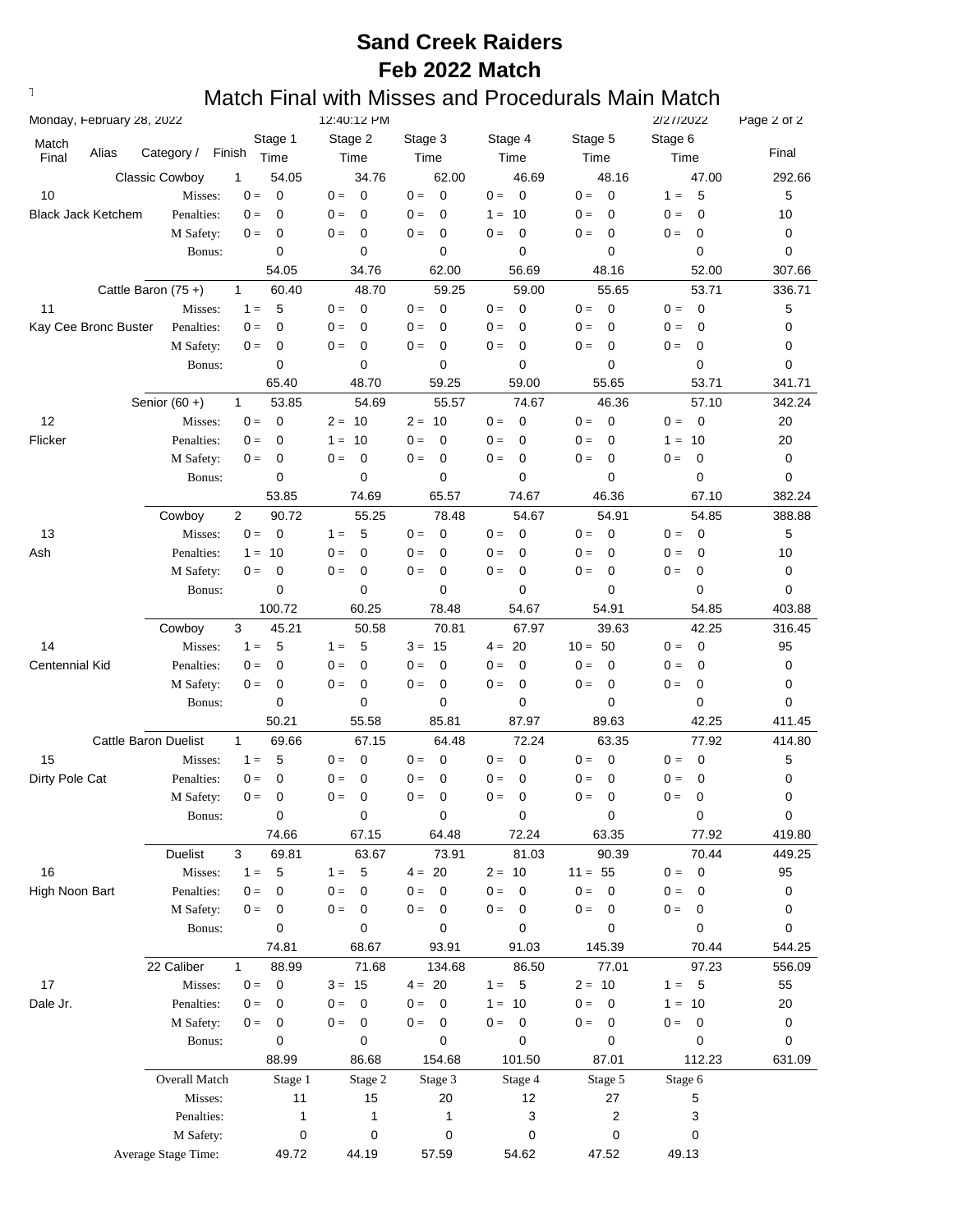# Sand Creek Raiders
# Feb 2022 Match
## Match Final with Misses and Procedurals Main Match

Monday, February 28, 2022 | 12:40:12 PM | 2/27/2022

| Match Final | Alias | Category / | Finish | Stage 1 Time | Stage 2 Time | Stage 3 Time | Stage 4 Time | Stage 5 Time | Stage 6 Time | Final |
|---|---|---|---|---|---|---|---|---|---|---|
| | | Classic Cowboy | 1 | 54.05 | 34.76 | 62.00 | 46.69 | 48.16 | 47.00 | 292.66 |
| 10 | | Misses: | | 0 = 0 | 0 = 0 | 0 = 0 | 0 = 0 | 0 = 0 | 1 = 5 | 5 |
| Black Jack Ketchem | | Penalties: | | 0 = 0 | 0 = 0 | 0 = 0 | 1 = 10 | 0 = 0 | 0 = 0 | 10 |
| | | M Safety: | | 0 = 0 | 0 = 0 | 0 = 0 | 0 = 0 | 0 = 0 | 0 = 0 | 0 |
| | | Bonus: | | 0 | 0 | 0 | 0 | 0 | 0 | 0 |
| | | | | 54.05 | 34.76 | 62.00 | 56.69 | 48.16 | 52.00 | 307.66 |
| | | Cattle Baron (75 +) | 1 | 60.40 | 48.70 | 59.25 | 59.00 | 55.65 | 53.71 | 336.71 |
| 11 | | Misses: | | 1 = 5 | 0 = 0 | 0 = 0 | 0 = 0 | 0 = 0 | 0 = 0 | 5 |
| Kay Cee Bronc Buster | | Penalties: | | 0 = 0 | 0 = 0 | 0 = 0 | 0 = 0 | 0 = 0 | 0 = 0 | 0 |
| | | M Safety: | | 0 = 0 | 0 = 0 | 0 = 0 | 0 = 0 | 0 = 0 | 0 = 0 | 0 |
| | | Bonus: | | 0 | 0 | 0 | 0 | 0 | 0 | 0 |
| | | | | 65.40 | 48.70 | 59.25 | 59.00 | 55.65 | 53.71 | 341.71 |
| | | Senior (60 +) | 1 | 53.85 | 54.69 | 55.57 | 74.67 | 46.36 | 57.10 | 342.24 |
| 12 | | Misses: | | 0 = 0 | 2 = 10 | 2 = 10 | 0 = 0 | 0 = 0 | 0 = 0 | 20 |
| Flicker | | Penalties: | | 0 = 0 | 1 = 10 | 0 = 0 | 0 = 0 | 0 = 0 | 1 = 10 | 20 |
| | | M Safety: | | 0 = 0 | 0 = 0 | 0 = 0 | 0 = 0 | 0 = 0 | 0 = 0 | 0 |
| | | Bonus: | | 0 | 0 | 0 | 0 | 0 | 0 | 0 |
| | | | | 53.85 | 74.69 | 65.57 | 74.67 | 46.36 | 67.10 | 382.24 |
| | | Cowboy | 2 | 90.72 | 55.25 | 78.48 | 54.67 | 54.91 | 54.85 | 388.88 |
| 13 | | Misses: | | 0 = 0 | 1 = 5 | 0 = 0 | 0 = 0 | 0 = 0 | 0 = 0 | 5 |
| Ash | | Penalties: | | 1 = 10 | 0 = 0 | 0 = 0 | 0 = 0 | 0 = 0 | 0 = 0 | 10 |
| | | M Safety: | | 0 = 0 | 0 = 0 | 0 = 0 | 0 = 0 | 0 = 0 | 0 = 0 | 0 |
| | | Bonus: | | 0 | 0 | 0 | 0 | 0 | 0 | 0 |
| | | | | 100.72 | 60.25 | 78.48 | 54.67 | 54.91 | 54.85 | 403.88 |
| | | Cowboy | 3 | 45.21 | 50.58 | 70.81 | 67.97 | 39.63 | 42.25 | 316.45 |
| 14 | | Misses: | | 1 = 5 | 1 = 5 | 3 = 15 | 4 = 20 | 10 = 50 | 0 = 0 | 95 |
| Centennial Kid | | Penalties: | | 0 = 0 | 0 = 0 | 0 = 0 | 0 = 0 | 0 = 0 | 0 = 0 | 0 |
| | | M Safety: | | 0 = 0 | 0 = 0 | 0 = 0 | 0 = 0 | 0 = 0 | 0 = 0 | 0 |
| | | Bonus: | | 0 | 0 | 0 | 0 | 0 | 0 | 0 |
| | | | | 50.21 | 55.58 | 85.81 | 87.97 | 89.63 | 42.25 | 411.45 |
| | | Cattle Baron Duelist | 1 | 69.66 | 67.15 | 64.48 | 72.24 | 63.35 | 77.92 | 414.80 |
| 15 | | Misses: | | 1 = 5 | 0 = 0 | 0 = 0 | 0 = 0 | 0 = 0 | 0 = 0 | 5 |
| Dirty Pole Cat | | Penalties: | | 0 = 0 | 0 = 0 | 0 = 0 | 0 = 0 | 0 = 0 | 0 = 0 | 0 |
| | | M Safety: | | 0 = 0 | 0 = 0 | 0 = 0 | 0 = 0 | 0 = 0 | 0 = 0 | 0 |
| | | Bonus: | | 0 | 0 | 0 | 0 | 0 | 0 | 0 |
| | | | | 74.66 | 67.15 | 64.48 | 72.24 | 63.35 | 77.92 | 419.80 |
| | | Duelist | 3 | 69.81 | 63.67 | 73.91 | 81.03 | 90.39 | 70.44 | 449.25 |
| 16 | | Misses: | | 1 = 5 | 1 = 5 | 4 = 20 | 2 = 10 | 11 = 55 | 0 = 0 | 95 |
| High Noon Bart | | Penalties: | | 0 = 0 | 0 = 0 | 0 = 0 | 0 = 0 | 0 = 0 | 0 = 0 | 0 |
| | | M Safety: | | 0 = 0 | 0 = 0 | 0 = 0 | 0 = 0 | 0 = 0 | 0 = 0 | 0 |
| | | Bonus: | | 0 | 0 | 0 | 0 | 0 | 0 | 0 |
| | | | | 74.81 | 68.67 | 93.91 | 91.03 | 145.39 | 70.44 | 544.25 |
| | | 22 Caliber | 1 | 88.99 | 71.68 | 134.68 | 86.50 | 77.01 | 97.23 | 556.09 |
| 17 | | Misses: | | 0 = 0 | 3 = 15 | 4 = 20 | 1 = 5 | 2 = 10 | 1 = 5 | 55 |
| Dale Jr. | | Penalties: | | 0 = 0 | 0 = 0 | 0 = 0 | 1 = 10 | 0 = 0 | 1 = 10 | 20 |
| | | M Safety: | | 0 = 0 | 0 = 0 | 0 = 0 | 0 = 0 | 0 = 0 | 0 = 0 | 0 |
| | | Bonus: | | 0 | 0 | 0 | 0 | 0 | 0 | 0 |
| | | | | 88.99 | 86.68 | 154.68 | 101.50 | 87.01 | 112.23 | 631.09 |

| Overall Match | Stage 1 | Stage 2 | Stage 3 | Stage 4 | Stage 5 | Stage 6 |
|---|---|---|---|---|---|---|
| Misses: | 11 | 15 | 20 | 12 | 27 | 5 |
| Penalties: | 1 | 1 | 1 | 3 | 2 | 3 |
| M Safety: | 0 | 0 | 0 | 0 | 0 | 0 |
| Average Stage Time: | 49.72 | 44.19 | 57.59 | 54.62 | 47.52 | 49.13 |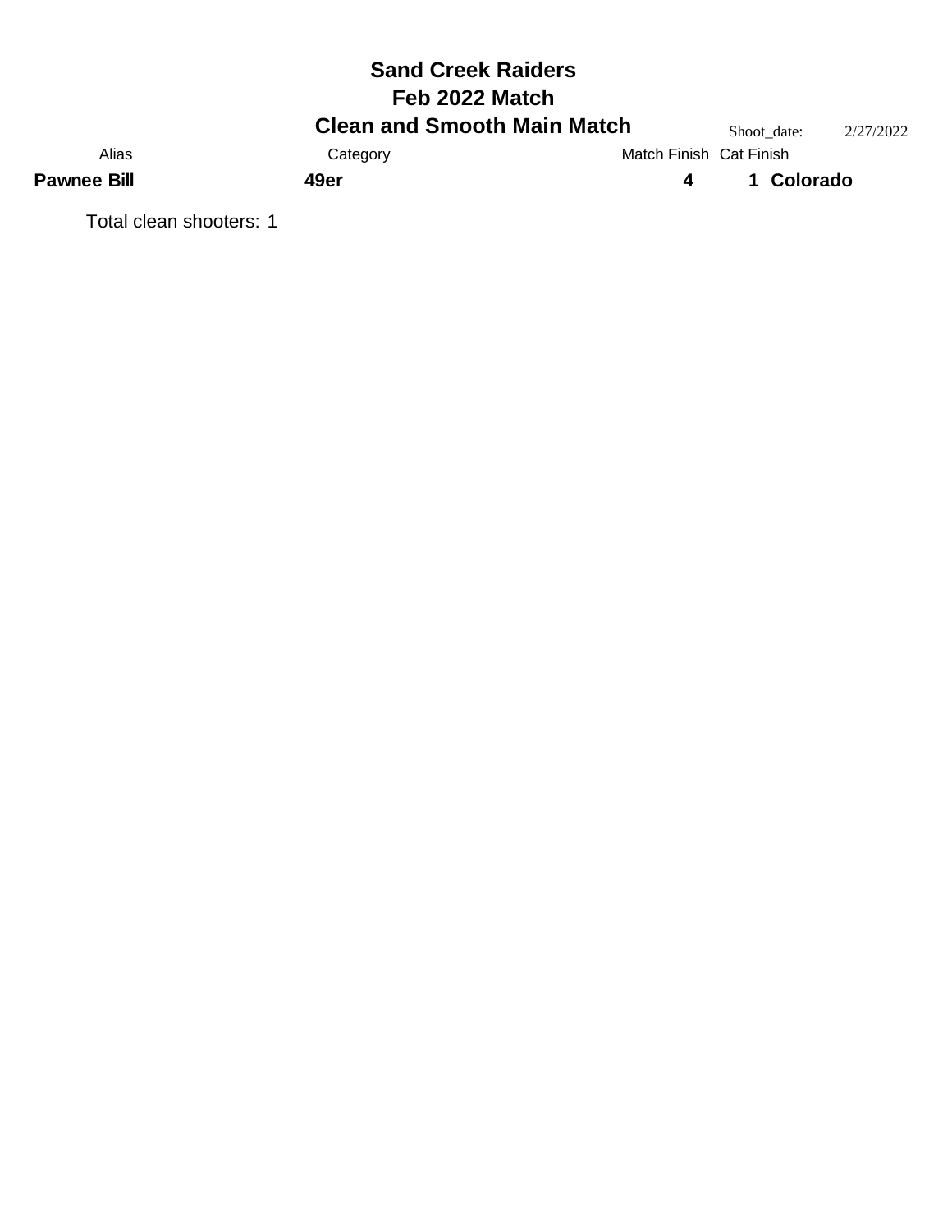# Sand Creek Raiders

## Feb 2022 Match

## Clean and Smooth Main Match

Shoot_date: 2/27/2022

| Alias | Category | Match Finish | Cat Finish | |
|---|---|---|---|---|
| **Pawnee Bill** | **49er** | **4** | **1** | **Colorado** |

Total clean shooters: 1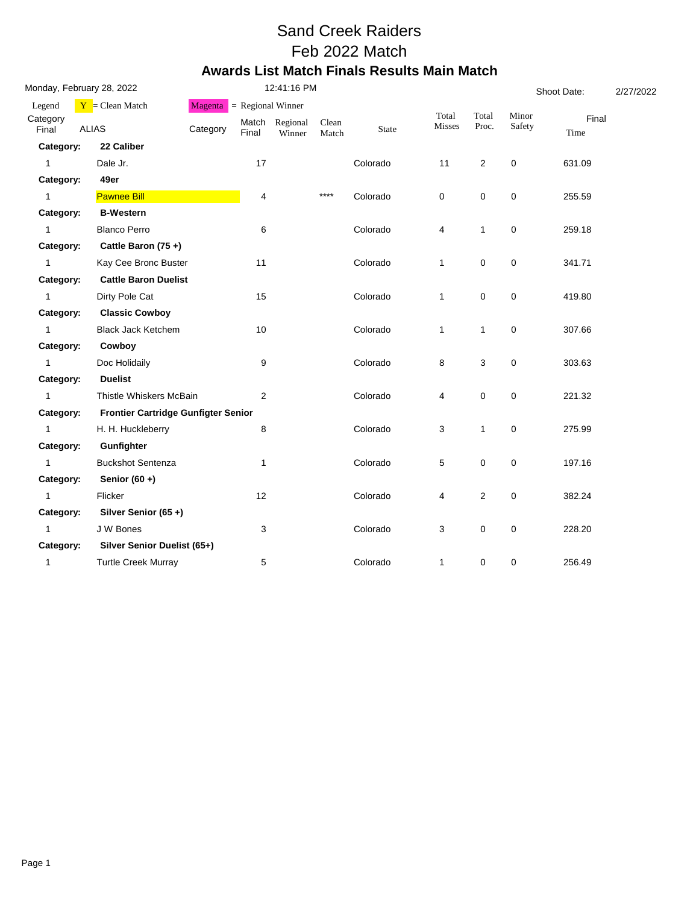# Sand Creek Raiders

## Feb 2022 Match

### Awards List Match Finals Results Main Match

Monday, February 28, 2022 12:41:16 PM Shoot Date: 2/27/2022

Legend: Y = Clean Match; Magenta = Regional Winner

| Category Final | ALIAS | Category | Match Final | Regional Winner | Clean Match | State | Total Misses | Total Proc. | Minor Safety | Final Time |
|---|---|---|---|---|---|---|---|---|---|---|
| **Category:** | **22 Caliber** | | | | | | | | | |
| 1 | Dale Jr. | | 17 | | | Colorado | 11 | 2 | 0 | 631.09 |
| **Category:** | **49er** | | | | | | | | | |
| 1 | Pawnee Bill | | 4 | | **** | Colorado | 0 | 0 | 0 | 255.59 |
| **Category:** | **B-Western** | | | | | | | | | |
| 1 | Blanco Perro | | 6 | | | Colorado | 4 | 1 | 0 | 259.18 |
| **Category:** | **Cattle Baron (75 +)** | | | | | | | | | |
| 1 | Kay Cee Bronc Buster | | 11 | | | Colorado | 1 | 0 | 0 | 341.71 |
| **Category:** | **Cattle Baron Duelist** | | | | | | | | | |
| 1 | Dirty Pole Cat | | 15 | | | Colorado | 1 | 0 | 0 | 419.80 |
| **Category:** | **Classic Cowboy** | | | | | | | | | |
| 1 | Black Jack Ketchem | | 10 | | | Colorado | 1 | 1 | 0 | 307.66 |
| **Category:** | **Cowboy** | | | | | | | | | |
| 1 | Doc Holidaily | | 9 | | | Colorado | 8 | 3 | 0 | 303.63 |
| **Category:** | **Duelist** | | | | | | | | | |
| 1 | Thistle Whiskers McBain | | 2 | | | Colorado | 4 | 0 | 0 | 221.32 |
| **Category:** | **Frontier Cartridge Gunfigter Senior** | | | | | | | | | |
| 1 | H. H. Huckleberry | | 8 | | | Colorado | 3 | 1 | 0 | 275.99 |
| **Category:** | **Gunfighter** | | | | | | | | | |
| 1 | Buckshot Sentenza | | 1 | | | Colorado | 5 | 0 | 0 | 197.16 |
| **Category:** | **Senior (60 +)** | | | | | | | | | |
| 1 | Flicker | | 12 | | | Colorado | 4 | 2 | 0 | 382.24 |
| **Category:** | **Silver Senior (65 +)** | | | | | | | | | |
| 1 | J W Bones | | 3 | | | Colorado | 3 | 0 | 0 | 228.20 |
| **Category:** | **Silver Senior Duelist (65+)** | | | | | | | | | |
| 1 | Turtle Creek Murray | | 5 | | | Colorado | 1 | 0 | 0 | 256.49 |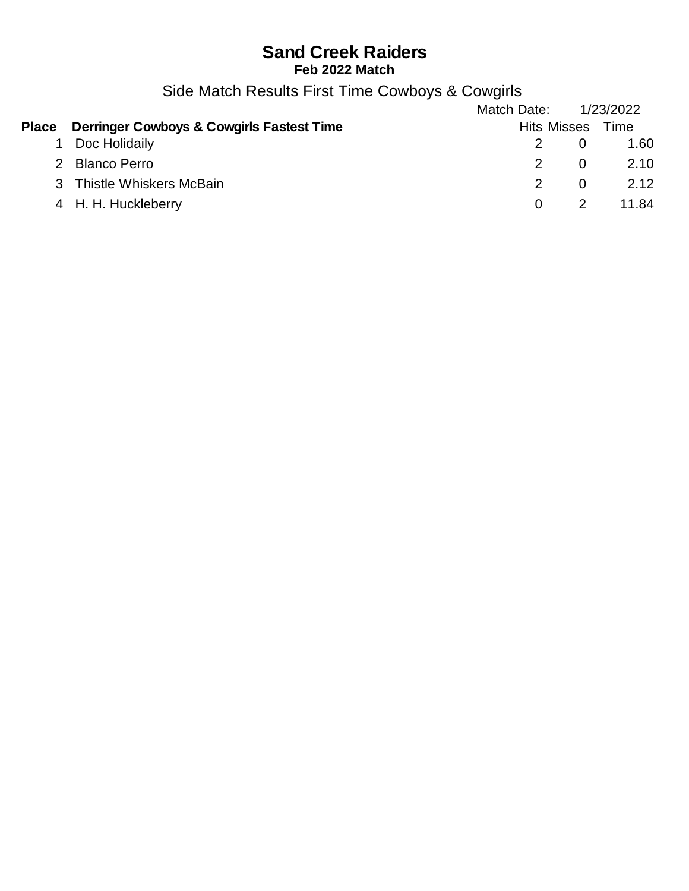# Sand Creek Raiders

**Feb 2022 Match**

Side Match Results First Time Cowboys & Cowgirls

Match Date: 1/23/2022

| Place | Derringer Cowboys & Cowgirls Fastest Time | Hits | Misses | Time |
|---|---|---|---|---|
| 1 | Doc Holidaily | 2 | 0 | 1.60 |
| 2 | Blanco Perro | 2 | 0 | 2.10 |
| 3 | Thistle Whiskers McBain | 2 | 0 | 2.12 |
| 4 | H. H. Huckleberry | 0 | 2 | 11.84 |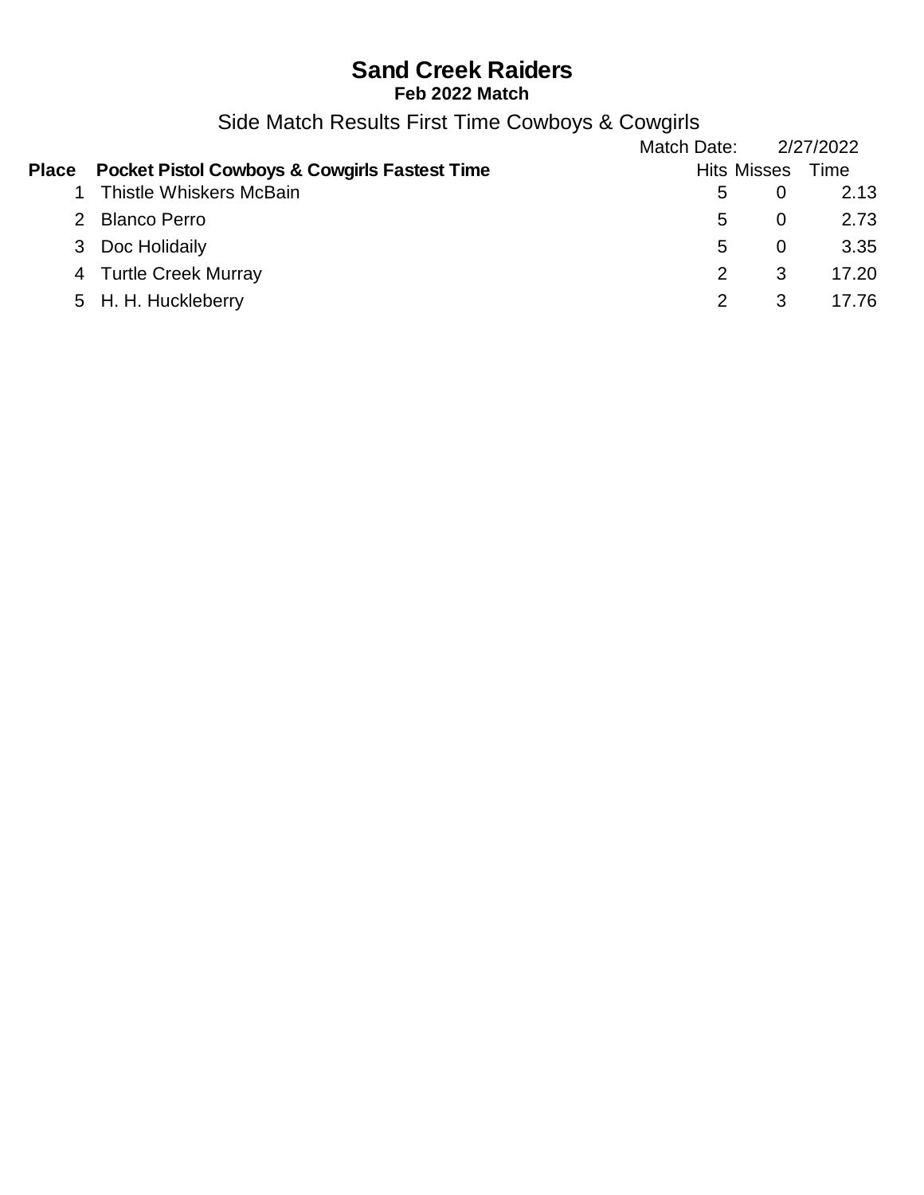# Sand Creek Raiders

**Feb 2022 Match**

Side Match Results First Time Cowboys & Cowgirls

Match Date: 2/27/2022

| Place | Pocket Pistol Cowboys & Cowgirls Fastest Time | Hits | Misses | Time |
|---|---|---|---|---|
| 1 | Thistle Whiskers McBain | 5 | 0 | 2.13 |
| 2 | Blanco Perro | 5 | 0 | 2.73 |
| 3 | Doc Holidaily | 5 | 0 | 3.35 |
| 4 | Turtle Creek Murray | 2 | 3 | 17.20 |
| 5 | H. H. Huckleberry | 2 | 3 | 17.76 |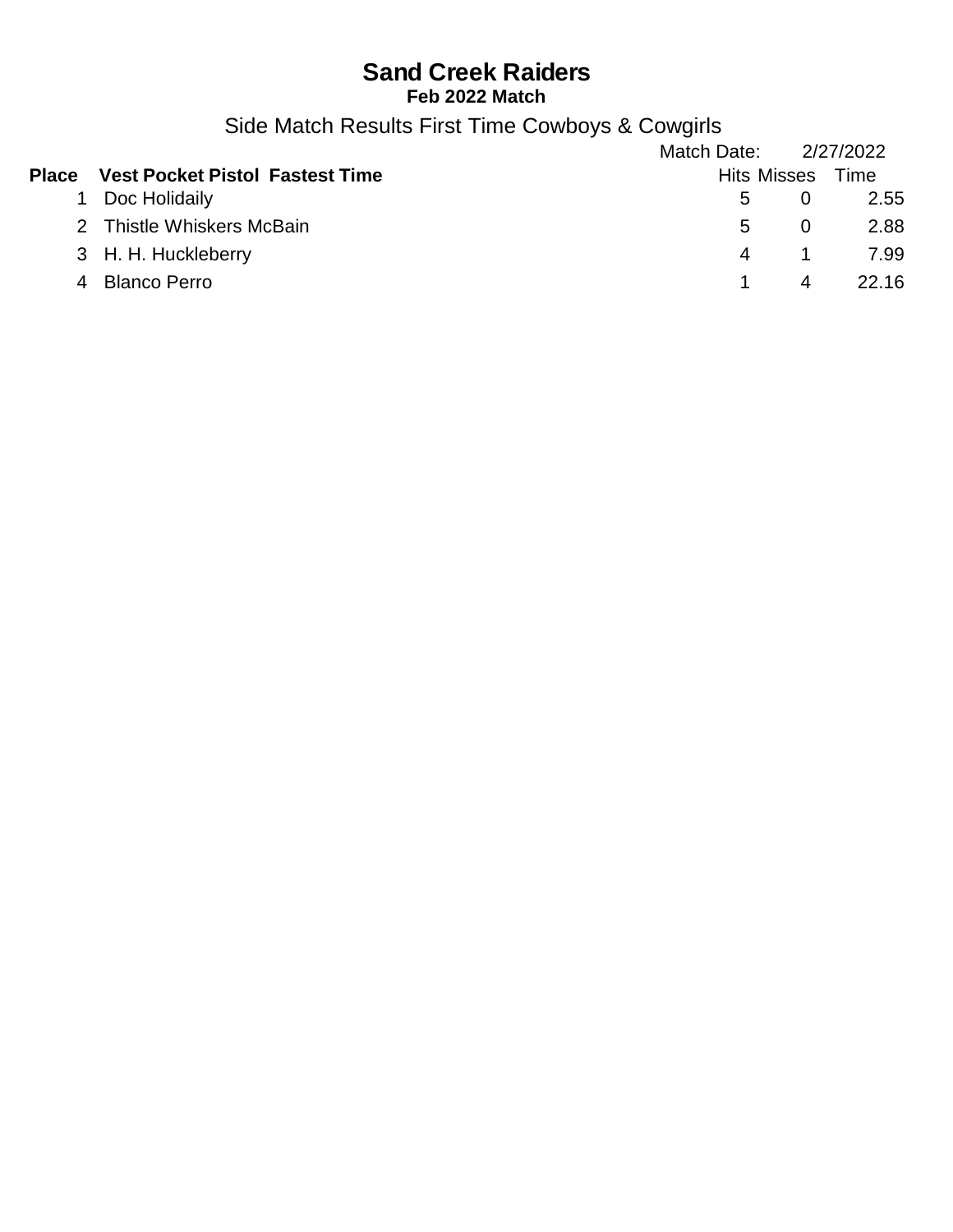# Sand Creek Raiders

**Feb 2022 Match**

## Side Match Results First Time Cowboys & Cowgirls

Match Date: 2/27/2022

| Place | Vest Pocket Pistol Fastest Time | Hits | Misses | Time |
|---|---|---|---|---|
| 1 | Doc Holidaily | 5 | 0 | 2.55 |
| 2 | Thistle Whiskers McBain | 5 | 0 | 2.88 |
| 3 | H. H. Huckleberry | 4 | 1 | 7.99 |
| 4 | Blanco Perro | 1 | 4 | 22.16 |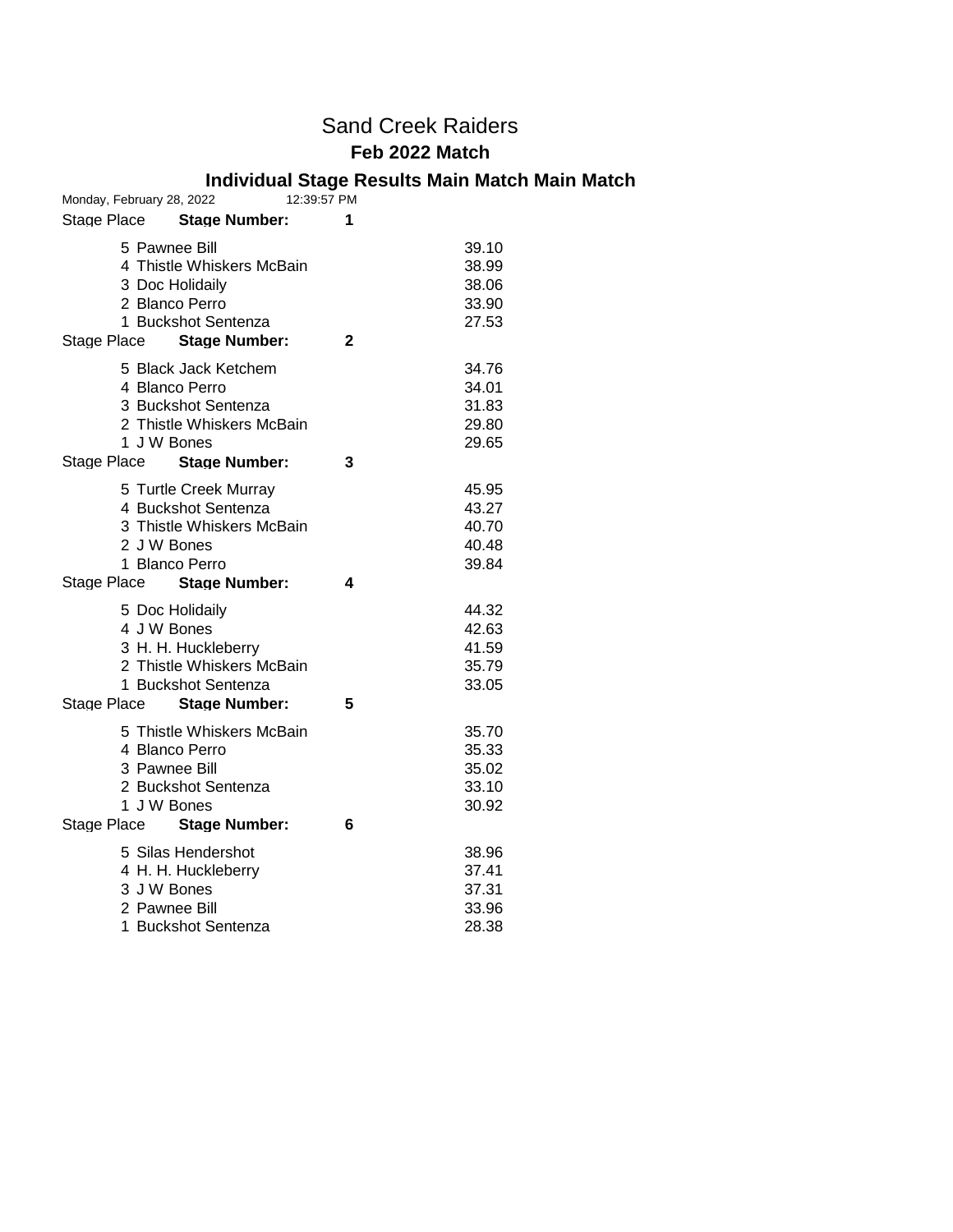# Sand Creek Raiders

## Feb 2022 Match

### Individual Stage Results Main Match Main Match

Monday, February 28, 2022 12:39:57 PM

| Stage Place | Stage Number: | | |
|---|---|---|---|
| | | **1** | |
| 5 | Pawnee Bill | | 39.10 |
| 4 | Thistle Whiskers McBain | | 38.99 |
| 3 | Doc Holidaily | | 38.06 |
| 2 | Blanco Perro | | 33.90 |
| 1 | Buckshot Sentenza | | 27.53 |
| **Stage Place** | **Stage Number:** | **2** | |
| 5 | Black Jack Ketchem | | 34.76 |
| 4 | Blanco Perro | | 34.01 |
| 3 | Buckshot Sentenza | | 31.83 |
| 2 | Thistle Whiskers McBain | | 29.80 |
| 1 | J W Bones | | 29.65 |
| **Stage Place** | **Stage Number:** | **3** | |
| 5 | Turtle Creek Murray | | 45.95 |
| 4 | Buckshot Sentenza | | 43.27 |
| 3 | Thistle Whiskers McBain | | 40.70 |
| 2 | J W Bones | | 40.48 |
| 1 | Blanco Perro | | 39.84 |
| **Stage Place** | **Stage Number:** | **4** | |
| 5 | Doc Holidaily | | 44.32 |
| 4 | J W Bones | | 42.63 |
| 3 | H. H. Huckleberry | | 41.59 |
| 2 | Thistle Whiskers McBain | | 35.79 |
| 1 | Buckshot Sentenza | | 33.05 |
| **Stage Place** | **Stage Number:** | **5** | |
| 5 | Thistle Whiskers McBain | | 35.70 |
| 4 | Blanco Perro | | 35.33 |
| 3 | Pawnee Bill | | 35.02 |
| 2 | Buckshot Sentenza | | 33.10 |
| 1 | J W Bones | | 30.92 |
| **Stage Place** | **Stage Number:** | **6** | |
| 5 | Silas Hendershot | | 38.96 |
| 4 | H. H. Huckleberry | | 37.41 |
| 3 | J W Bones | | 37.31 |
| 2 | Pawnee Bill | | 33.96 |
| 1 | Buckshot Sentenza | | 28.38 |